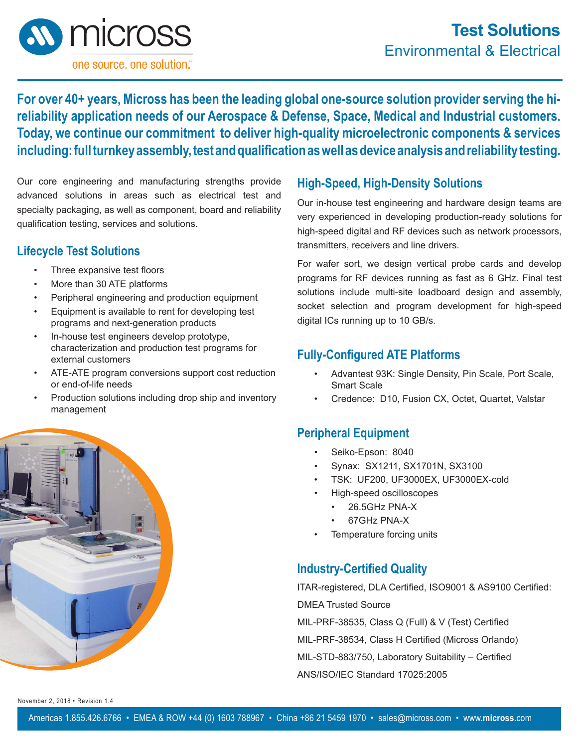# Test Solutions

## Environmental & Electrical

micross — one source. one solution.™

**For over 40+ years, Micross has been the leading global one-source solution provider serving the hi-reliability application needs of our Aerospace & Defense, Space, Medical and Industrial customers. Today, we continue our commitment to deliver high-quality microelectronic components & services including: full turnkey assembly, test and qualification as well as device analysis and reliability testing.**

Our core engineering and manufacturing strengths provide advanced solutions in areas such as electrical test and specialty packaging, as well as component, board and reliability qualification testing, services and solutions.

## Lifecycle Test Solutions

- Three expansive test floors
- More than 30 ATE platforms
- Peripheral engineering and production equipment
- Equipment is available to rent for developing test programs and next-generation products
- In-house test engineers develop prototype, characterization and production test programs for external customers
- ATE-ATE program conversions support cost reduction or end-of-life needs
- Production solutions including drop ship and inventory management

## High-Speed, High-Density Solutions

Our in-house test engineering and hardware design teams are very experienced in developing production-ready solutions for high-speed digital and RF devices such as network processors, transmitters, receivers and line drivers.

For wafer sort, we design vertical probe cards and develop programs for RF devices running as fast as 6 GHz. Final test solutions include multi-site loadboard design and assembly, socket selection and program development for high-speed digital ICs running up to 10 GB/s.

## Fully-Configured ATE Platforms

- Advantest 93K: Single Density, Pin Scale, Port Scale, Smart Scale
- Credence: D10, Fusion CX, Octet, Quartet, Valstar

## Peripheral Equipment

- Seiko-Epson: 8040
- Synax: SX1211, SX1701N, SX3100
- TSK: UF200, UF3000EX, UF3000EX-cold
- High-speed oscilloscopes
  - 26.5GHz PNA-X
  - 67GHz PNA-X
- Temperature forcing units

## Industry-Certified Quality

ITAR-registered, DLA Certified, ISO9001 & AS9100 Certified:

DMEA Trusted Source

MIL-PRF-38535, Class Q (Full) & V (Test) Certified

MIL-PRF-38534, Class H Certified (Micross Orlando)

MIL-STD-883/750, Laboratory Suitability – Certified

ANS/ISO/IEC Standard 17025:2005

November 2, 2018 • Revision 1.4

Americas 1.855.426.6766 • EMEA & ROW +44 (0) 1603 788967 • China +86 21 5459 1970 • sales@micross.com • www.**micross**.com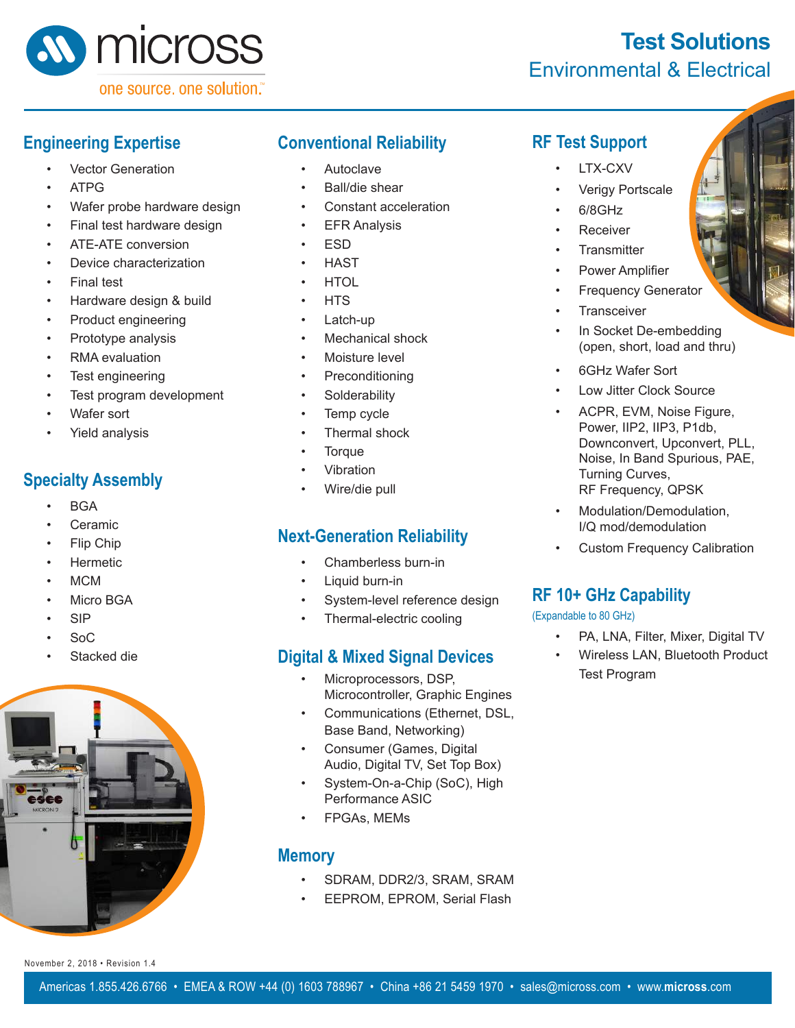# Test Solutions
## Environmental & Electrical

## Engineering Expertise

- Vector Generation
- ATPG
- Wafer probe hardware design
- Final test hardware design
- ATE-ATE conversion
- Device characterization
- Final test
- Hardware design & build
- Product engineering
- Prototype analysis
- RMA evaluation
- Test engineering
- Test program development
- Wafer sort
- Yield analysis

## Specialty Assembly

- BGA
- Ceramic
- Flip Chip
- Hermetic
- MCM
- Micro BGA
- SIP
- SoC
- Stacked die

## Conventional Reliability

- Autoclave
- Ball/die shear
- Constant acceleration
- EFR Analysis
- ESD
- HAST
- HTOL
- HTS
- Latch-up
- Mechanical shock
- Moisture level
- Preconditioning
- Solderability
- Temp cycle
- Thermal shock
- Torque
- Vibration
- Wire/die pull

## Next-Generation Reliability

- Chamberless burn-in
- Liquid burn-in
- System-level reference design
- Thermal-electric cooling

## Digital & Mixed Signal Devices

- Microprocessors, DSP, Microcontroller, Graphic Engines
- Communications (Ethernet, DSL, Base Band, Networking)
- Consumer (Games, Digital Audio, Digital TV, Set Top Box)
- System-On-a-Chip (SoC), High Performance ASIC
- FPGAs, MEMs

## Memory

- SDRAM, DDR2/3, SRAM, SRAM
- EEPROM, EPROM, Serial Flash

## RF Test Support

- LTX-CXV
- Verigy Portscale
- 6/8GHz
- Receiver
- Transmitter
- Power Amplifier
- Frequency Generator
- Transceiver
- In Socket De-embedding (open, short, load and thru)
- 6GHz Wafer Sort
- Low Jitter Clock Source
- ACPR, EVM, Noise Figure, Power, IIP2, IIP3, P1db, Downconvert, Upconvert, PLL, Noise, In Band Spurious, PAE, Turning Curves, RF Frequency, QPSK
- Modulation/Demodulation, I/Q mod/demodulation
- Custom Frequency Calibration

## RF 10+ GHz Capability

(Expandable to 80 GHz)

- PA, LNA, Filter, Mixer, Digital TV
- Wireless LAN, Bluetooth Product Test Program

November 2, 2018 • Revision 1.4

Americas 1.855.426.6766 • EMEA & ROW +44 (0) 1603 788967 • China +86 21 5459 1970 • sales@micross.com • www.micross.com